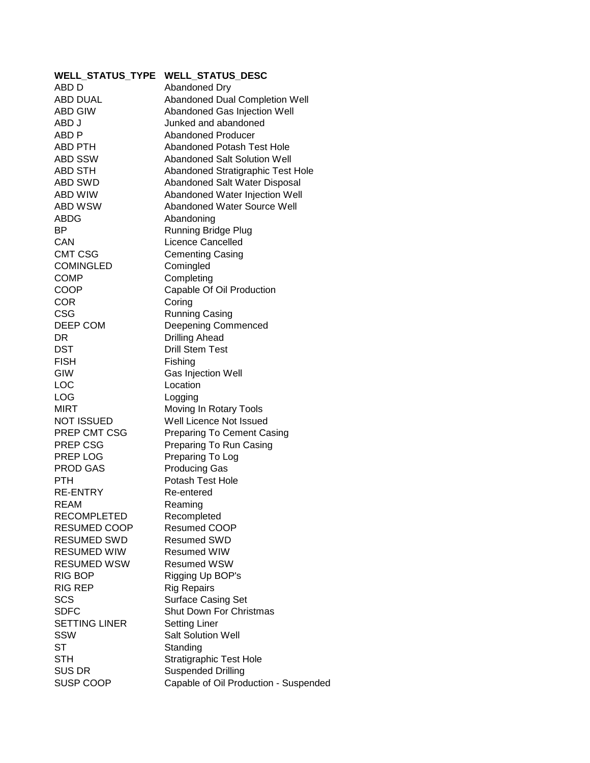| WELL_STATUS_TYPE | WELL_STATUS_DESC |
| --- | --- |
| ABD D | Abandoned Dry |
| ABD DUAL | Abandoned Dual Completion Well |
| ABD GIW | Abandoned Gas Injection Well |
| ABD J | Junked and abandoned |
| ABD P | Abandoned Producer |
| ABD PTH | Abandoned Potash Test Hole |
| ABD SSW | Abandoned Salt Solution Well |
| ABD STH | Abandoned Stratigraphic Test Hole |
| ABD SWD | Abandoned Salt Water Disposal |
| ABD WIW | Abandoned Water Injection Well |
| ABD WSW | Abandoned Water Source Well |
| ABDG | Abandoning |
| BP | Running Bridge Plug |
| CAN | Licence Cancelled |
| CMT CSG | Cementing Casing |
| COMINGLED | Comingled |
| COMP | Completing |
| COOP | Capable Of Oil Production |
| COR | Coring |
| CSG | Running Casing |
| DEEP COM | Deepening Commenced |
| DR | Drilling Ahead |
| DST | Drill Stem Test |
| FISH | Fishing |
| GIW | Gas Injection Well |
| LOC | Location |
| LOG | Logging |
| MIRT | Moving In Rotary Tools |
| NOT ISSUED | Well Licence Not Issued |
| PREP CMT CSG | Preparing To Cement Casing |
| PREP CSG | Preparing To Run Casing |
| PREP LOG | Preparing To Log |
| PROD GAS | Producing Gas |
| PTH | Potash Test Hole |
| RE-ENTRY | Re-entered |
| REAM | Reaming |
| RECOMPLETED | Recompleted |
| RESUMED COOP | Resumed COOP |
| RESUMED SWD | Resumed SWD |
| RESUMED WIW | Resumed WIW |
| RESUMED WSW | Resumed WSW |
| RIG BOP | Rigging Up BOP's |
| RIG REP | Rig Repairs |
| SCS | Surface Casing Set |
| SDFC | Shut Down For Christmas |
| SETTING LINER | Setting Liner |
| SSW | Salt Solution Well |
| ST | Standing |
| STH | Stratigraphic Test Hole |
| SUS DR | Suspended Drilling |
| SUSP COOP | Capable of Oil Production - Suspended |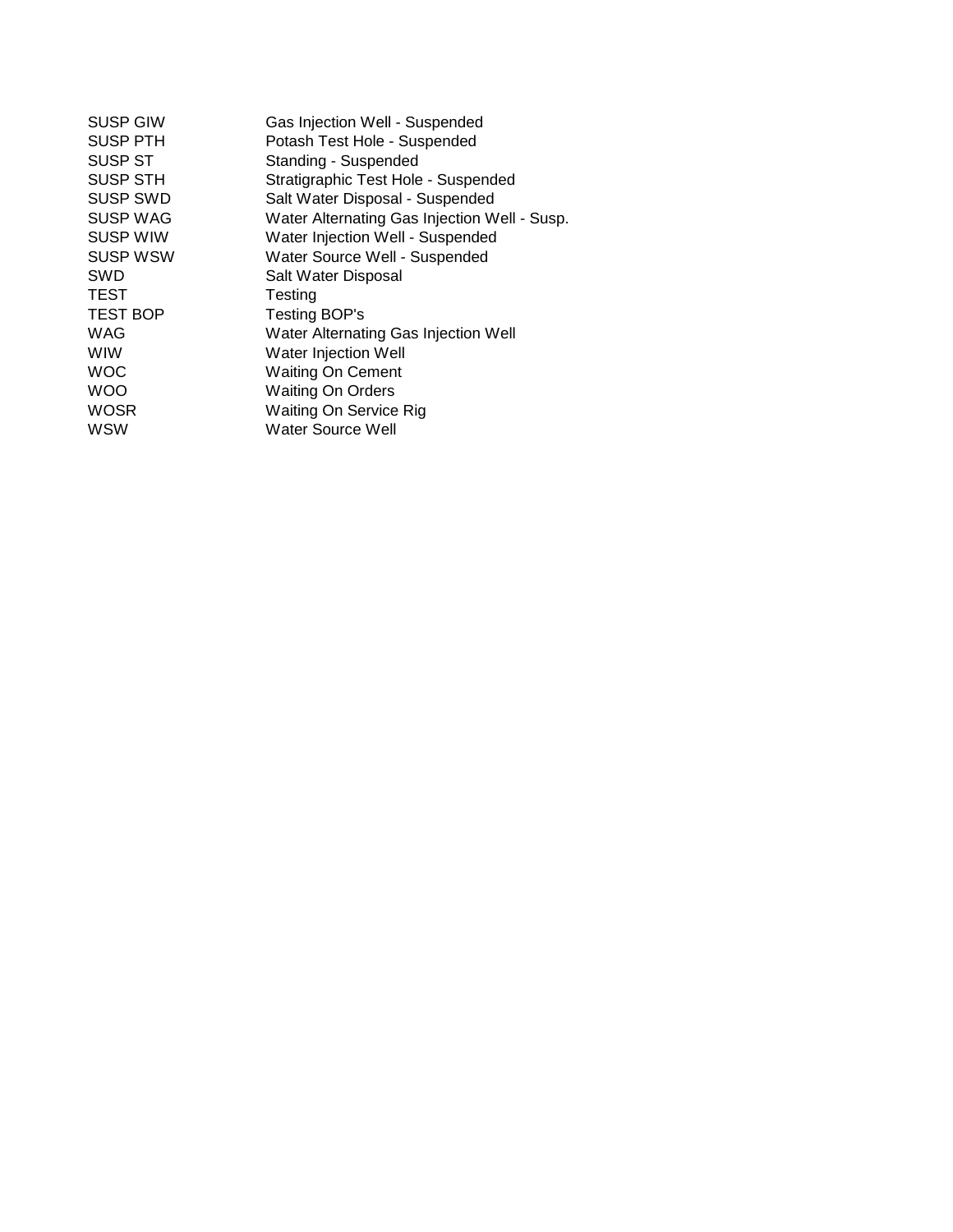| | |
|---|---|
| SUSP GIW | Gas Injection Well - Suspended |
| SUSP PTH | Potash Test Hole - Suspended |
| SUSP ST | Standing - Suspended |
| SUSP STH | Stratigraphic Test Hole - Suspended |
| SUSP SWD | Salt Water Disposal - Suspended |
| SUSP WAG | Water Alternating Gas Injection Well - Susp. |
| SUSP WIW | Water Injection Well - Suspended |
| SUSP WSW | Water Source Well - Suspended |
| SWD | Salt Water Disposal |
| TEST | Testing |
| TEST BOP | Testing BOP's |
| WAG | Water Alternating Gas Injection Well |
| WIW | Water Injection Well |
| WOC | Waiting On Cement |
| WOO | Waiting On Orders |
| WOSR | Waiting On Service Rig |
| WSW | Water Source Well |